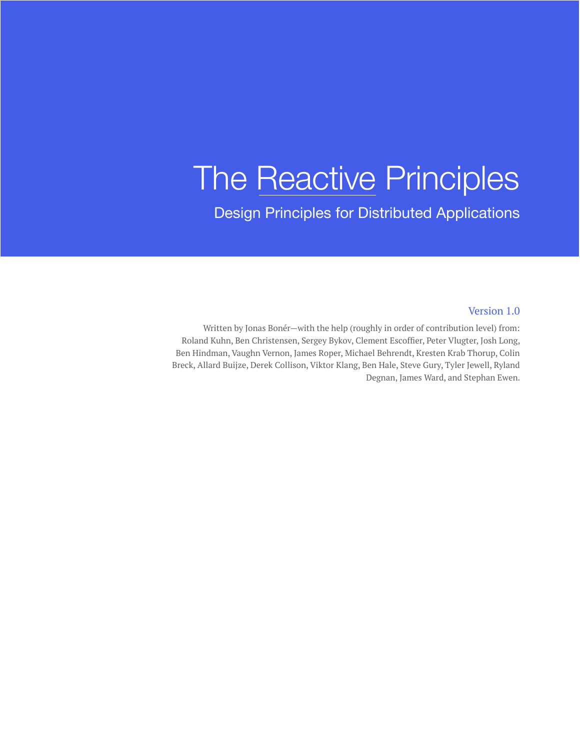# The Reactive Principles

## Design Principles for Distributed Applications

Version 1.0

Written by Jonas Bonér—with the help (roughly in order of contribution level) from: Roland Kuhn, Ben Christensen, Sergey Bykov, Clement Escoffier, Peter Vlugter, Josh Long, Ben Hindman, Vaughn Vernon, James Roper, Michael Behrendt, Kresten Krab Thorup, Colin Breck, Allard Buijze, Derek Collison, Viktor Klang, Ben Hale, Steve Gury, Tyler Jewell, Ryland Degnan, James Ward, and Stephan Ewen.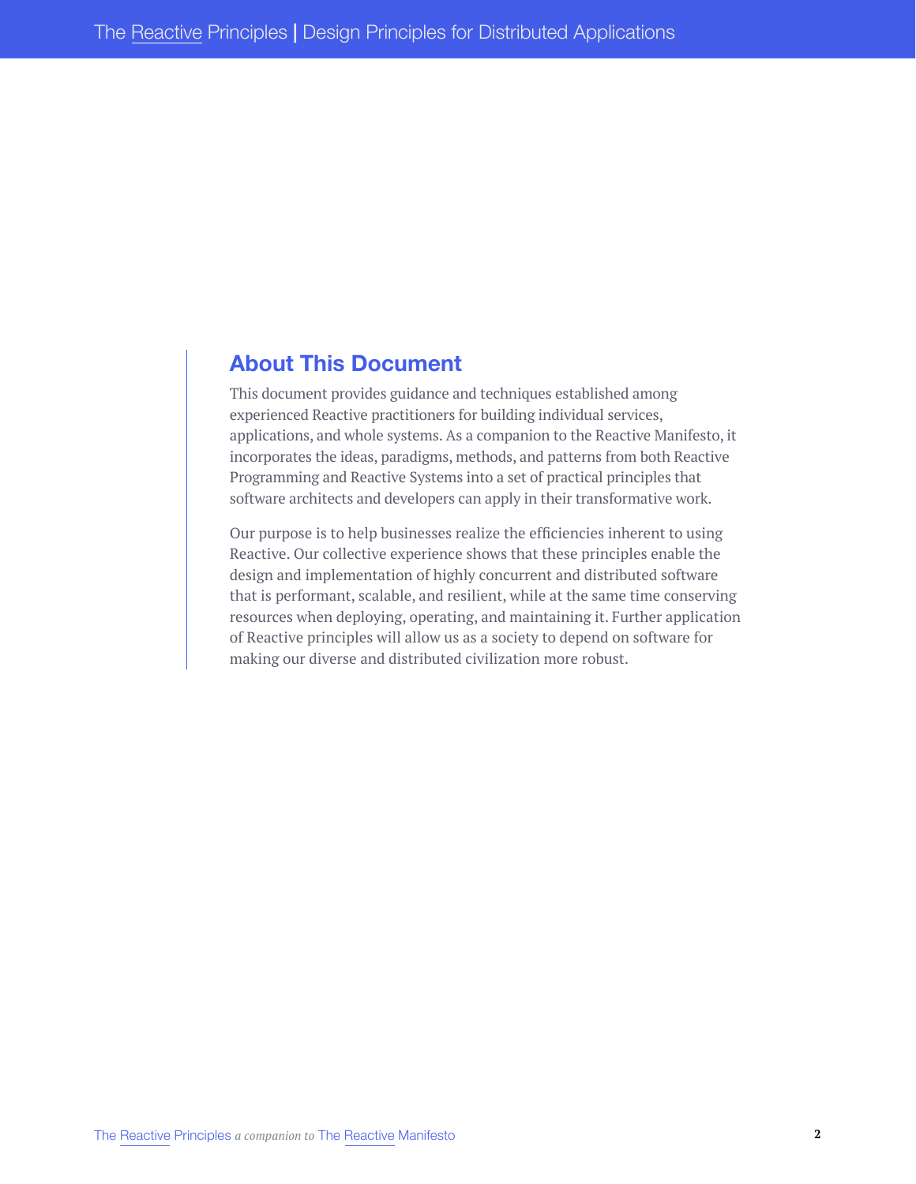## About This Document

This document provides guidance and techniques established among experienced Reactive practitioners for building individual services, applications, and whole systems. As a companion to the Reactive Manifesto, it incorporates the ideas, paradigms, methods, and patterns from both Reactive Programming and Reactive Systems into a set of practical principles that software architects and developers can apply in their transformative work.

Our purpose is to help businesses realize the efficiencies inherent to using Reactive. Our collective experience shows that these principles enable the design and implementation of highly concurrent and distributed software that is performant, scalable, and resilient, while at the same time conserving resources when deploying, operating, and maintaining it. Further application of Reactive principles will allow us as a society to depend on software for making our diverse and distributed civilization more robust.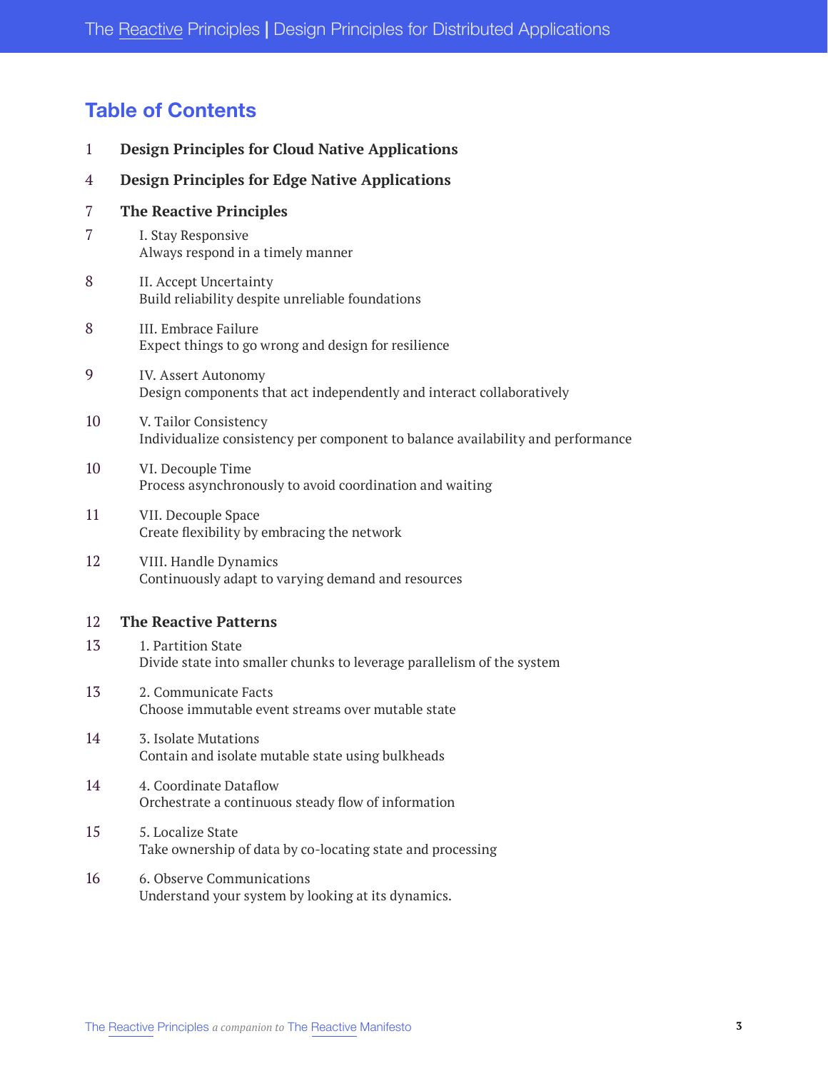## Table of Contents

1 **Design Principles for Cloud Native Applications**

4 **Design Principles for Edge Native Applications**

7 **The Reactive Principles**

7 I. Stay Responsive
Always respond in a timely manner

8 II. Accept Uncertainty
Build reliability despite unreliable foundations

8 III. Embrace Failure
Expect things to go wrong and design for resilience

9 IV. Assert Autonomy
Design components that act independently and interact collaboratively

10 V. Tailor Consistency
Individualize consistency per component to balance availability and performance

10 VI. Decouple Time
Process asynchronously to avoid coordination and waiting

11 VII. Decouple Space
Create flexibility by embracing the network

12 VIII. Handle Dynamics
Continuously adapt to varying demand and resources

12 **The Reactive Patterns**

13 1. Partition State
Divide state into smaller chunks to leverage parallelism of the system

13 2. Communicate Facts
Choose immutable event streams over mutable state

14 3. Isolate Mutations
Contain and isolate mutable state using bulkheads

14 4. Coordinate Dataflow
Orchestrate a continuous steady flow of information

15 5. Localize State
Take ownership of data by co-locating state and processing

16 6. Observe Communications
Understand your system by looking at its dynamics.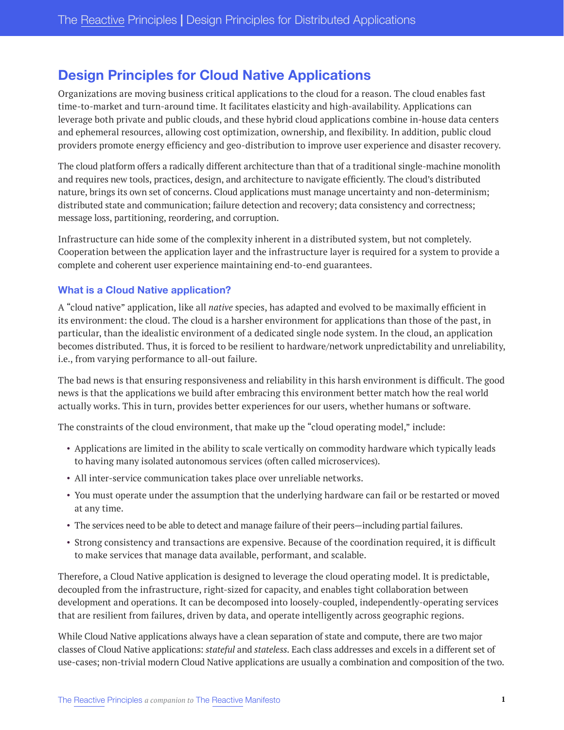## Design Principles for Cloud Native Applications

Organizations are moving business critical applications to the cloud for a reason. The cloud enables fast time-to-market and turn-around time. It facilitates elasticity and high-availability. Applications can leverage both private and public clouds, and these hybrid cloud applications combine in-house data centers and ephemeral resources, allowing cost optimization, ownership, and flexibility. In addition, public cloud providers promote energy efficiency and geo-distribution to improve user experience and disaster recovery.

The cloud platform offers a radically different architecture than that of a traditional single-machine monolith and requires new tools, practices, design, and architecture to navigate efficiently. The cloud's distributed nature, brings its own set of concerns. Cloud applications must manage uncertainty and non-determinism; distributed state and communication; failure detection and recovery; data consistency and correctness; message loss, partitioning, reordering, and corruption.

Infrastructure can hide some of the complexity inherent in a distributed system, but not completely. Cooperation between the application layer and the infrastructure layer is required for a system to provide a complete and coherent user experience maintaining end-to-end guarantees.

### What is a Cloud Native application?

A "cloud native" application, like all *native* species, has adapted and evolved to be maximally efficient in its environment: the cloud. The cloud is a harsher environment for applications than those of the past, in particular, than the idealistic environment of a dedicated single node system. In the cloud, an application becomes distributed. Thus, it is forced to be resilient to hardware/network unpredictability and unreliability, i.e., from varying performance to all-out failure.

The bad news is that ensuring responsiveness and reliability in this harsh environment is difficult. The good news is that the applications we build after embracing this environment better match how the real world actually works. This in turn, provides better experiences for our users, whether humans or software.

The constraints of the cloud environment, that make up the "cloud operating model," include:

- Applications are limited in the ability to scale vertically on commodity hardware which typically leads to having many isolated autonomous services (often called microservices).
- All inter-service communication takes place over unreliable networks.
- You must operate under the assumption that the underlying hardware can fail or be restarted or moved at any time.
- The services need to be able to detect and manage failure of their peers—including partial failures.
- Strong consistency and transactions are expensive. Because of the coordination required, it is difficult to make services that manage data available, performant, and scalable.

Therefore, a Cloud Native application is designed to leverage the cloud operating model. It is predictable, decoupled from the infrastructure, right-sized for capacity, and enables tight collaboration between development and operations. It can be decomposed into loosely-coupled, independently-operating services that are resilient from failures, driven by data, and operate intelligently across geographic regions.

While Cloud Native applications always have a clean separation of state and compute, there are two major classes of Cloud Native applications: *stateful* and *stateless*. Each class addresses and excels in a different set of use-cases; non-trivial modern Cloud Native applications are usually a combination and composition of the two.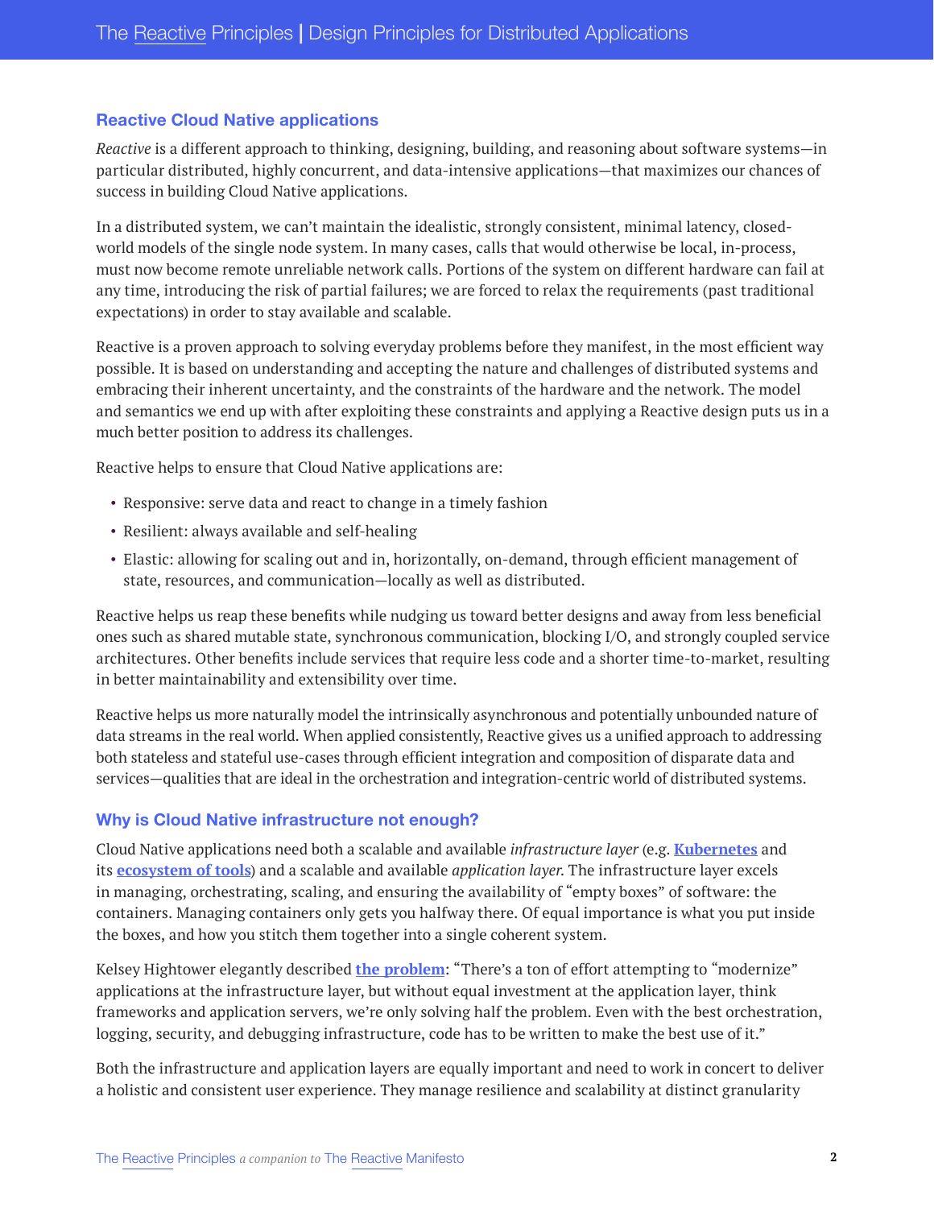## Reactive Cloud Native applications

*Reactive* is a different approach to thinking, designing, building, and reasoning about software systems—in particular distributed, highly concurrent, and data-intensive applications—that maximizes our chances of success in building Cloud Native applications.

In a distributed system, we can't maintain the idealistic, strongly consistent, minimal latency, closed-world models of the single node system. In many cases, calls that would otherwise be local, in-process, must now become remote unreliable network calls. Portions of the system on different hardware can fail at any time, introducing the risk of partial failures; we are forced to relax the requirements (past traditional expectations) in order to stay available and scalable.

Reactive is a proven approach to solving everyday problems before they manifest, in the most efficient way possible. It is based on understanding and accepting the nature and challenges of distributed systems and embracing their inherent uncertainty, and the constraints of the hardware and the network. The model and semantics we end up with after exploiting these constraints and applying a Reactive design puts us in a much better position to address its challenges.

Reactive helps to ensure that Cloud Native applications are:

- Responsive: serve data and react to change in a timely fashion
- Resilient: always available and self-healing
- Elastic: allowing for scaling out and in, horizontally, on-demand, through efficient management of state, resources, and communication—locally as well as distributed.

Reactive helps us reap these benefits while nudging us toward better designs and away from less beneficial ones such as shared mutable state, synchronous communication, blocking I/O, and strongly coupled service architectures. Other benefits include services that require less code and a shorter time-to-market, resulting in better maintainability and extensibility over time.

Reactive helps us more naturally model the intrinsically asynchronous and potentially unbounded nature of data streams in the real world. When applied consistently, Reactive gives us a unified approach to addressing both stateless and stateful use-cases through efficient integration and composition of disparate data and services—qualities that are ideal in the orchestration and integration-centric world of distributed systems.

## Why is Cloud Native infrastructure not enough?

Cloud Native applications need both a scalable and available *infrastructure layer* (e.g. **Kubernetes** and its **ecosystem of tools**) and a scalable and available *application layer*. The infrastructure layer excels in managing, orchestrating, scaling, and ensuring the availability of "empty boxes" of software: the containers. Managing containers only gets you halfway there. Of equal importance is what you put inside the boxes, and how you stitch them together into a single coherent system.

Kelsey Hightower elegantly described **the problem**: "There's a ton of effort attempting to "modernize" applications at the infrastructure layer, but without equal investment at the application layer, think frameworks and application servers, we're only solving half the problem. Even with the best orchestration, logging, security, and debugging infrastructure, code has to be written to make the best use of it."

Both the infrastructure and application layers are equally important and need to work in concert to deliver a holistic and consistent user experience. They manage resilience and scalability at distinct granularity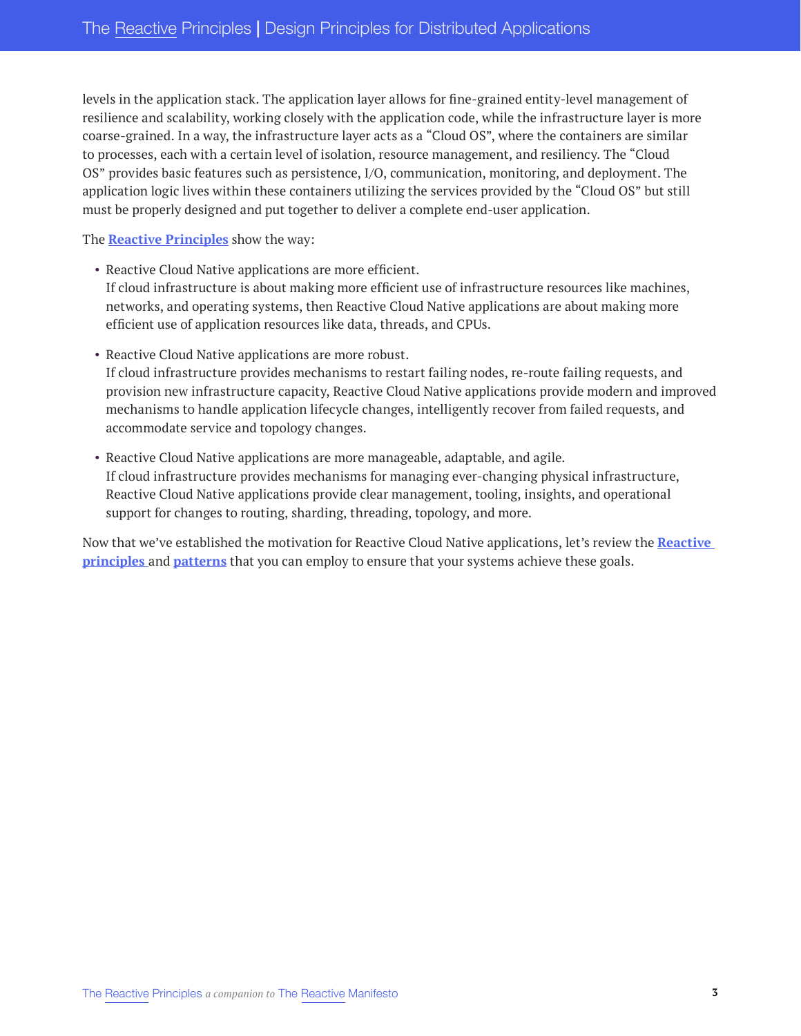levels in the application stack. The application layer allows for fine-grained entity-level management of resilience and scalability, working closely with the application code, while the infrastructure layer is more coarse-grained. In a way, the infrastructure layer acts as a "Cloud OS", where the containers are similar to processes, each with a certain level of isolation, resource management, and resiliency. The "Cloud OS" provides basic features such as persistence, I/O, communication, monitoring, and deployment. The application logic lives within these containers utilizing the services provided by the "Cloud OS" but still must be properly designed and put together to deliver a complete end-user application.

The **Reactive Principles** show the way:

- Reactive Cloud Native applications are more efficient.
  If cloud infrastructure is about making more efficient use of infrastructure resources like machines, networks, and operating systems, then Reactive Cloud Native applications are about making more efficient use of application resources like data, threads, and CPUs.

- Reactive Cloud Native applications are more robust.
  If cloud infrastructure provides mechanisms to restart failing nodes, re-route failing requests, and provision new infrastructure capacity, Reactive Cloud Native applications provide modern and improved mechanisms to handle application lifecycle changes, intelligently recover from failed requests, and accommodate service and topology changes.

- Reactive Cloud Native applications are more manageable, adaptable, and agile.
  If cloud infrastructure provides mechanisms for managing ever-changing physical infrastructure, Reactive Cloud Native applications provide clear management, tooling, insights, and operational support for changes to routing, sharding, threading, topology, and more.

Now that we've established the motivation for Reactive Cloud Native applications, let's review the **Reactive principles** and **patterns** that you can employ to ensure that your systems achieve these goals.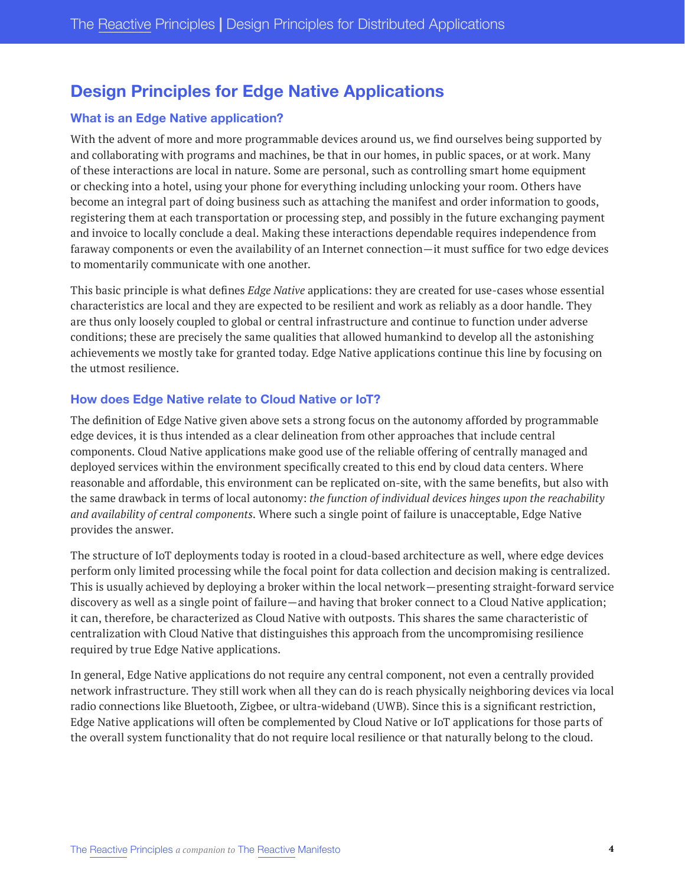## Design Principles for Edge Native Applications

### What is an Edge Native application?

With the advent of more and more programmable devices around us, we find ourselves being supported by and collaborating with programs and machines, be that in our homes, in public spaces, or at work. Many of these interactions are local in nature. Some are personal, such as controlling smart home equipment or checking into a hotel, using your phone for everything including unlocking your room. Others have become an integral part of doing business such as attaching the manifest and order information to goods, registering them at each transportation or processing step, and possibly in the future exchanging payment and invoice to locally conclude a deal. Making these interactions dependable requires independence from faraway components or even the availability of an Internet connection—it must suffice for two edge devices to momentarily communicate with one another.

This basic principle is what defines *Edge Native* applications: they are created for use-cases whose essential characteristics are local and they are expected to be resilient and work as reliably as a door handle. They are thus only loosely coupled to global or central infrastructure and continue to function under adverse conditions; these are precisely the same qualities that allowed humankind to develop all the astonishing achievements we mostly take for granted today. Edge Native applications continue this line by focusing on the utmost resilience.

### How does Edge Native relate to Cloud Native or IoT?

The definition of Edge Native given above sets a strong focus on the autonomy afforded by programmable edge devices, it is thus intended as a clear delineation from other approaches that include central components. Cloud Native applications make good use of the reliable offering of centrally managed and deployed services within the environment specifically created to this end by cloud data centers. Where reasonable and affordable, this environment can be replicated on-site, with the same benefits, but also with the same drawback in terms of local autonomy: *the function of individual devices hinges upon the reachability and availability of central components*. Where such a single point of failure is unacceptable, Edge Native provides the answer.

The structure of IoT deployments today is rooted in a cloud-based architecture as well, where edge devices perform only limited processing while the focal point for data collection and decision making is centralized. This is usually achieved by deploying a broker within the local network—presenting straight-forward service discovery as well as a single point of failure—and having that broker connect to a Cloud Native application; it can, therefore, be characterized as Cloud Native with outposts. This shares the same characteristic of centralization with Cloud Native that distinguishes this approach from the uncompromising resilience required by true Edge Native applications.

In general, Edge Native applications do not require any central component, not even a centrally provided network infrastructure. They still work when all they can do is reach physically neighboring devices via local radio connections like Bluetooth, Zigbee, or ultra-wideband (UWB). Since this is a significant restriction, Edge Native applications will often be complemented by Cloud Native or IoT applications for those parts of the overall system functionality that do not require local resilience or that naturally belong to the cloud.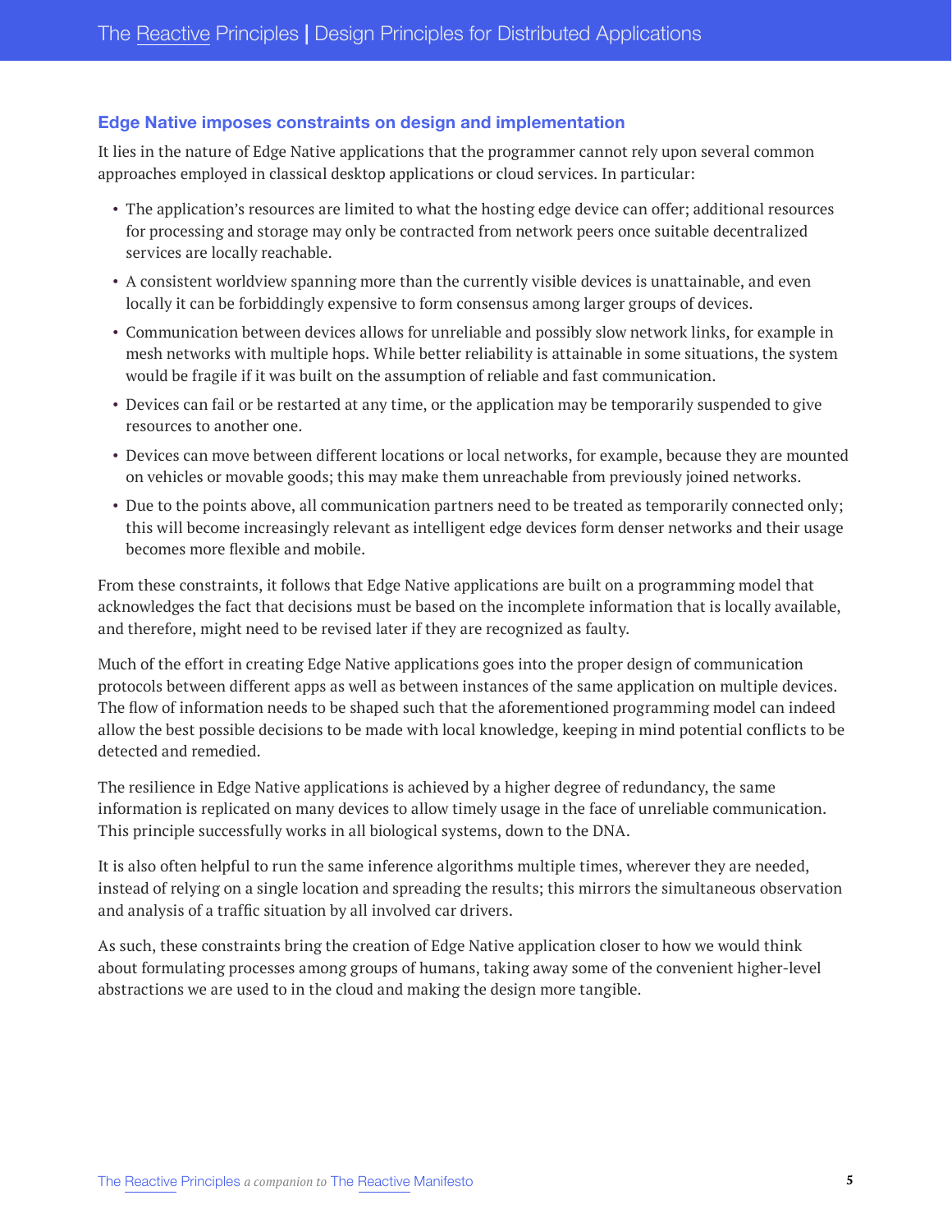## Edge Native imposes constraints on design and implementation

It lies in the nature of Edge Native applications that the programmer cannot rely upon several common approaches employed in classical desktop applications or cloud services. In particular:

- The application's resources are limited to what the hosting edge device can offer; additional resources for processing and storage may only be contracted from network peers once suitable decentralized services are locally reachable.
- A consistent worldview spanning more than the currently visible devices is unattainable, and even locally it can be forbiddingly expensive to form consensus among larger groups of devices.
- Communication between devices allows for unreliable and possibly slow network links, for example in mesh networks with multiple hops. While better reliability is attainable in some situations, the system would be fragile if it was built on the assumption of reliable and fast communication.
- Devices can fail or be restarted at any time, or the application may be temporarily suspended to give resources to another one.
- Devices can move between different locations or local networks, for example, because they are mounted on vehicles or movable goods; this may make them unreachable from previously joined networks.
- Due to the points above, all communication partners need to be treated as temporarily connected only; this will become increasingly relevant as intelligent edge devices form denser networks and their usage becomes more flexible and mobile.

From these constraints, it follows that Edge Native applications are built on a programming model that acknowledges the fact that decisions must be based on the incomplete information that is locally available, and therefore, might need to be revised later if they are recognized as faulty.

Much of the effort in creating Edge Native applications goes into the proper design of communication protocols between different apps as well as between instances of the same application on multiple devices. The flow of information needs to be shaped such that the aforementioned programming model can indeed allow the best possible decisions to be made with local knowledge, keeping in mind potential conflicts to be detected and remedied.

The resilience in Edge Native applications is achieved by a higher degree of redundancy, the same information is replicated on many devices to allow timely usage in the face of unreliable communication. This principle successfully works in all biological systems, down to the DNA.

It is also often helpful to run the same inference algorithms multiple times, wherever they are needed, instead of relying on a single location and spreading the results; this mirrors the simultaneous observation and analysis of a traffic situation by all involved car drivers.

As such, these constraints bring the creation of Edge Native application closer to how we would think about formulating processes among groups of humans, taking away some of the convenient higher-level abstractions we are used to in the cloud and making the design more tangible.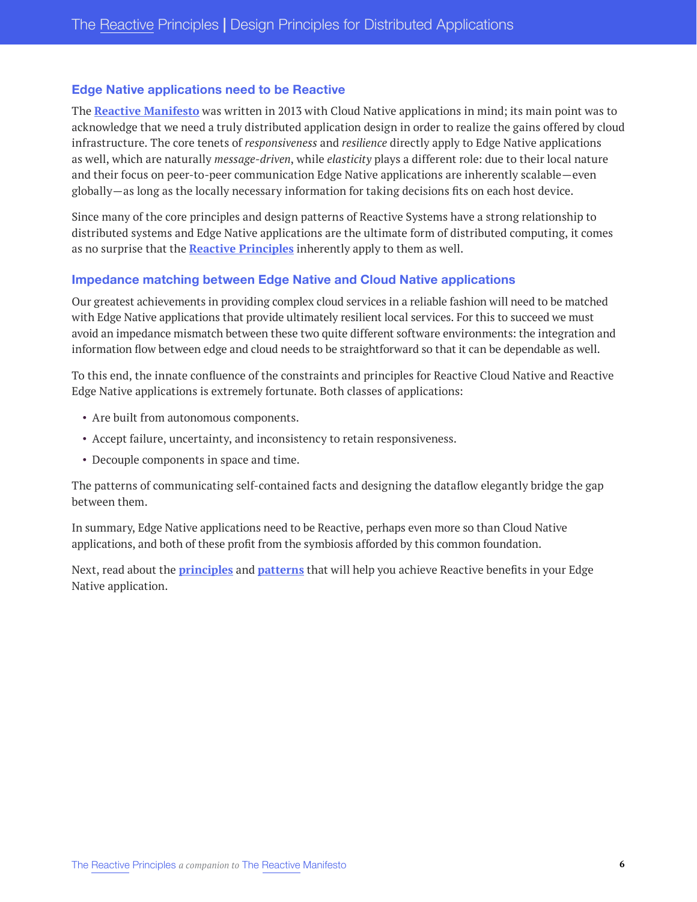## Edge Native applications need to be Reactive

The **Reactive Manifesto** was written in 2013 with Cloud Native applications in mind; its main point was to acknowledge that we need a truly distributed application design in order to realize the gains offered by cloud infrastructure. The core tenets of *responsiveness* and *resilience* directly apply to Edge Native applications as well, which are naturally *message-driven*, while *elasticity* plays a different role: due to their local nature and their focus on peer-to-peer communication Edge Native applications are inherently scalable—even globally—as long as the locally necessary information for taking decisions fits on each host device.

Since many of the core principles and design patterns of Reactive Systems have a strong relationship to distributed systems and Edge Native applications are the ultimate form of distributed computing, it comes as no surprise that the **Reactive Principles** inherently apply to them as well.

## Impedance matching between Edge Native and Cloud Native applications

Our greatest achievements in providing complex cloud services in a reliable fashion will need to be matched with Edge Native applications that provide ultimately resilient local services. For this to succeed we must avoid an impedance mismatch between these two quite different software environments: the integration and information flow between edge and cloud needs to be straightforward so that it can be dependable as well.

To this end, the innate confluence of the constraints and principles for Reactive Cloud Native and Reactive Edge Native applications is extremely fortunate. Both classes of applications:

- Are built from autonomous components.
- Accept failure, uncertainty, and inconsistency to retain responsiveness.
- Decouple components in space and time.

The patterns of communicating self-contained facts and designing the dataflow elegantly bridge the gap between them.

In summary, Edge Native applications need to be Reactive, perhaps even more so than Cloud Native applications, and both of these profit from the symbiosis afforded by this common foundation.

Next, read about the **principles** and **patterns** that will help you achieve Reactive benefits in your Edge Native application.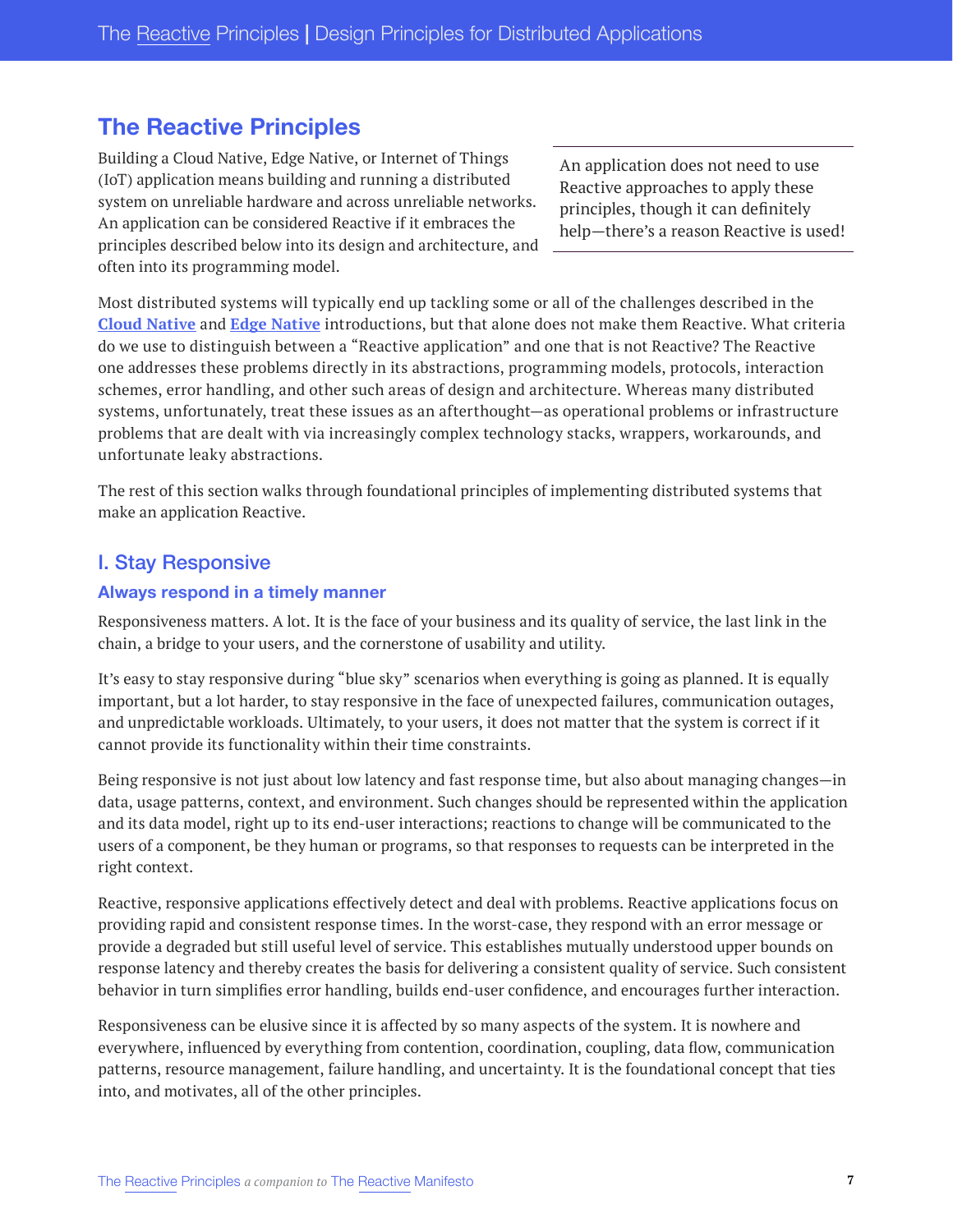## The Reactive Principles

Building a Cloud Native, Edge Native, or Internet of Things (IoT) application means building and running a distributed system on unreliable hardware and across unreliable networks. An application can be considered Reactive if it embraces the principles described below into its design and architecture, and often into its programming model.

> An application does not need to use Reactive approaches to apply these principles, though it can definitely help—there's a reason Reactive is used!

Most distributed systems will typically end up tackling some or all of the challenges described in the **Cloud Native** and **Edge Native** introductions, but that alone does not make them Reactive. What criteria do we use to distinguish between a "Reactive application" and one that is not Reactive? The Reactive one addresses these problems directly in its abstractions, programming models, protocols, interaction schemes, error handling, and other such areas of design and architecture. Whereas many distributed systems, unfortunately, treat these issues as an afterthought—as operational problems or infrastructure problems that are dealt with via increasingly complex technology stacks, wrappers, workarounds, and unfortunate leaky abstractions.

The rest of this section walks through foundational principles of implementing distributed systems that make an application Reactive.

### I. Stay Responsive

#### Always respond in a timely manner

Responsiveness matters. A lot. It is the face of your business and its quality of service, the last link in the chain, a bridge to your users, and the cornerstone of usability and utility.

It's easy to stay responsive during "blue sky" scenarios when everything is going as planned. It is equally important, but a lot harder, to stay responsive in the face of unexpected failures, communication outages, and unpredictable workloads. Ultimately, to your users, it does not matter that the system is correct if it cannot provide its functionality within their time constraints.

Being responsive is not just about low latency and fast response time, but also about managing changes—in data, usage patterns, context, and environment. Such changes should be represented within the application and its data model, right up to its end-user interactions; reactions to change will be communicated to the users of a component, be they human or programs, so that responses to requests can be interpreted in the right context.

Reactive, responsive applications effectively detect and deal with problems. Reactive applications focus on providing rapid and consistent response times. In the worst-case, they respond with an error message or provide a degraded but still useful level of service. This establishes mutually understood upper bounds on response latency and thereby creates the basis for delivering a consistent quality of service. Such consistent behavior in turn simplifies error handling, builds end-user confidence, and encourages further interaction.

Responsiveness can be elusive since it is affected by so many aspects of the system. It is nowhere and everywhere, influenced by everything from contention, coordination, coupling, data flow, communication patterns, resource management, failure handling, and uncertainty. It is the foundational concept that ties into, and motivates, all of the other principles.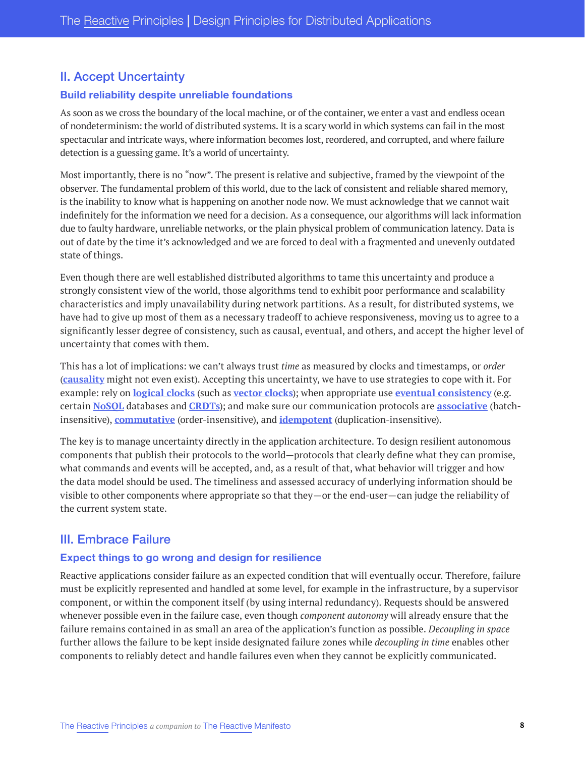## II. Accept Uncertainty

### Build reliability despite unreliable foundations

As soon as we cross the boundary of the local machine, or of the container, we enter a vast and endless ocean of nondeterminism: the world of distributed systems. It is a scary world in which systems can fail in the most spectacular and intricate ways, where information becomes lost, reordered, and corrupted, and where failure detection is a guessing game. It's a world of uncertainty.

Most importantly, there is no "now". The present is relative and subjective, framed by the viewpoint of the observer. The fundamental problem of this world, due to the lack of consistent and reliable shared memory, is the inability to know what is happening on another node now. We must acknowledge that we cannot wait indefinitely for the information we need for a decision. As a consequence, our algorithms will lack information due to faulty hardware, unreliable networks, or the plain physical problem of communication latency. Data is out of date by the time it's acknowledged and we are forced to deal with a fragmented and unevenly outdated state of things.

Even though there are well established distributed algorithms to tame this uncertainty and produce a strongly consistent view of the world, those algorithms tend to exhibit poor performance and scalability characteristics and imply unavailability during network partitions. As a result, for distributed systems, we have had to give up most of them as a necessary tradeoff to achieve responsiveness, moving us to agree to a significantly lesser degree of consistency, such as causal, eventual, and others, and accept the higher level of uncertainty that comes with them.

This has a lot of implications: we can't always trust *time* as measured by clocks and timestamps, or *order* (**causality** might not even exist). Accepting this uncertainty, we have to use strategies to cope with it. For example: rely on **logical clocks** (such as **vector clocks**); when appropriate use **eventual consistency** (e.g. certain **NoSQL** databases and **CRDTs**); and make sure our communication protocols are **associative** (batch-insensitive), **commutative** (order-insensitive), and **idempotent** (duplication-insensitive).

The key is to manage uncertainty directly in the application architecture. To design resilient autonomous components that publish their protocols to the world—protocols that clearly define what they can promise, what commands and events will be accepted, and, as a result of that, what behavior will trigger and how the data model should be used. The timeliness and assessed accuracy of underlying information should be visible to other components where appropriate so that they—or the end-user—can judge the reliability of the current system state.

## III. Embrace Failure

### Expect things to go wrong and design for resilience

Reactive applications consider failure as an expected condition that will eventually occur. Therefore, failure must be explicitly represented and handled at some level, for example in the infrastructure, by a supervisor component, or within the component itself (by using internal redundancy). Requests should be answered whenever possible even in the failure case, even though *component autonomy* will already ensure that the failure remains contained in as small an area of the application's function as possible. *Decoupling in space* further allows the failure to be kept inside designated failure zones while *decoupling in time* enables other components to reliably detect and handle failures even when they cannot be explicitly communicated.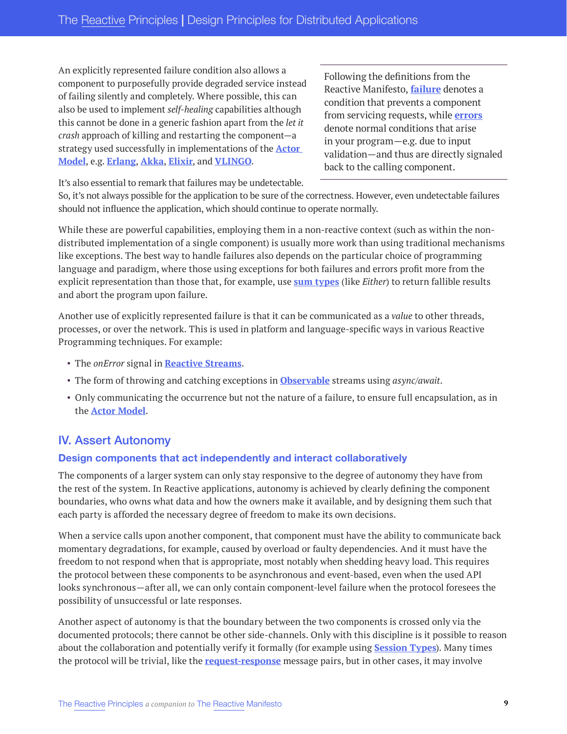An explicitly represented failure condition also allows a component to purposefully provide degraded service instead of failing silently and completely. Where possible, this can also be used to implement *self-healing* capabilities although this cannot be done in a generic fashion apart from the *let it crash* approach of killing and restarting the component—a strategy used successfully in implementations of the **Actor Model**, e.g. **Erlang**, **Akka**, **Elixir**, and **VLINGO**.

> Following the definitions from the Reactive Manifesto, **failure** denotes a condition that prevents a component from servicing requests, while **errors** denote normal conditions that arise in your program—e.g. due to input validation—and thus are directly signaled back to the calling component.

It's also essential to remark that failures may be undetectable. So, it's not always possible for the application to be sure of the correctness. However, even undetectable failures should not influence the application, which should continue to operate normally.

While these are powerful capabilities, employing them in a non-reactive context (such as within the non-distributed implementation of a single component) is usually more work than using traditional mechanisms like exceptions. The best way to handle failures also depends on the particular choice of programming language and paradigm, where those using exceptions for both failures and errors profit more from the explicit representation than those that, for example, use **sum types** (like *Either*) to return fallible results and abort the program upon failure.

Another use of explicitly represented failure is that it can be communicated as a *value* to other threads, processes, or over the network. This is used in platform and language-specific ways in various Reactive Programming techniques. For example:

- The *onError* signal in **Reactive Streams**.
- The form of throwing and catching exceptions in **Observable** streams using *async/await*.
- Only communicating the occurrence but not the nature of a failure, to ensure full encapsulation, as in the **Actor Model**.

## IV. Assert Autonomy

### Design components that act independently and interact collaboratively

The components of a larger system can only stay responsive to the degree of autonomy they have from the rest of the system. In Reactive applications, autonomy is achieved by clearly defining the component boundaries, who owns what data and how the owners make it available, and by designing them such that each party is afforded the necessary degree of freedom to make its own decisions.

When a service calls upon another component, that component must have the ability to communicate back momentary degradations, for example, caused by overload or faulty dependencies. And it must have the freedom to not respond when that is appropriate, most notably when shedding heavy load. This requires the protocol between these components to be asynchronous and event-based, even when the used API looks synchronous—after all, we can only contain component-level failure when the protocol foresees the possibility of unsuccessful or late responses.

Another aspect of autonomy is that the boundary between the two components is crossed only via the documented protocols; there cannot be other side-channels. Only with this discipline is it possible to reason about the collaboration and potentially verify it formally (for example using **Session Types**). Many times the protocol will be trivial, like the **request-response** message pairs, but in other cases, it may involve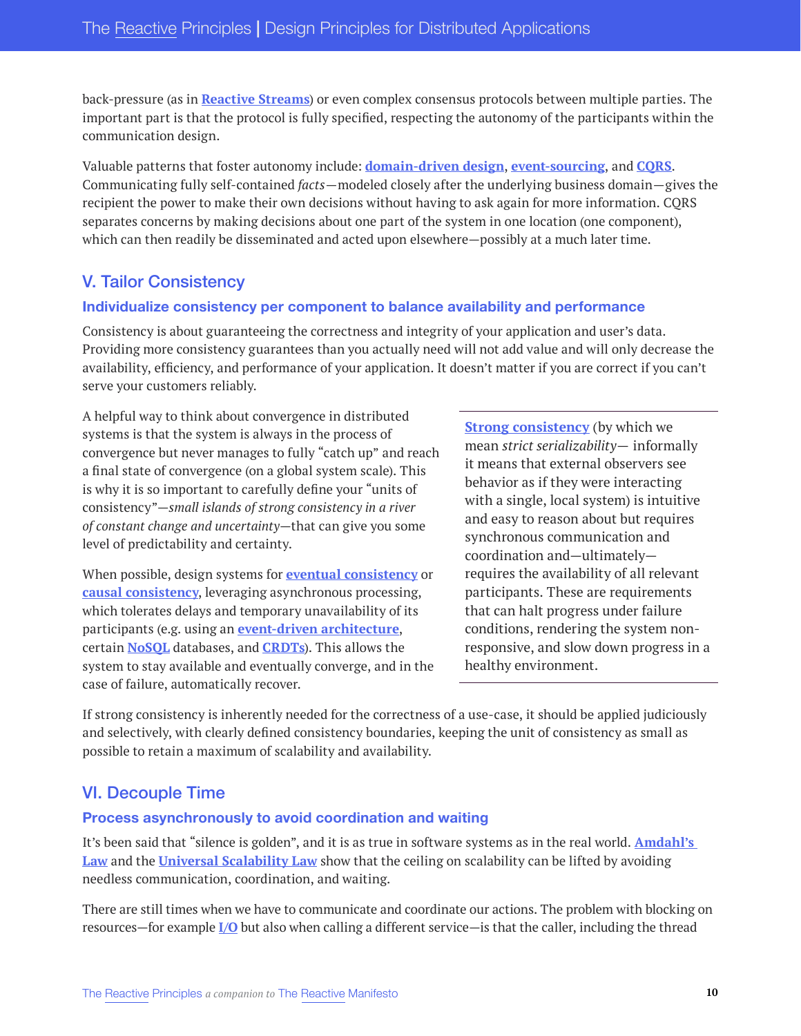back-pressure (as in **Reactive Streams**) or even complex consensus protocols between multiple parties. The important part is that the protocol is fully specified, respecting the autonomy of the participants within the communication design.

Valuable patterns that foster autonomy include: **domain-driven design**, **event-sourcing**, and **CQRS**. Communicating fully self-contained *facts*—modeled closely after the underlying business domain—gives the recipient the power to make their own decisions without having to ask again for more information. CQRS separates concerns by making decisions about one part of the system in one location (one component), which can then readily be disseminated and acted upon elsewhere—possibly at a much later time.

## V. Tailor Consistency

### Individualize consistency per component to balance availability and performance

Consistency is about guaranteeing the correctness and integrity of your application and user's data. Providing more consistency guarantees than you actually need will not add value and will only decrease the availability, efficiency, and performance of your application. It doesn't matter if you are correct if you can't serve your customers reliably.

A helpful way to think about convergence in distributed systems is that the system is always in the process of convergence but never manages to fully "catch up" and reach a final state of convergence (on a global system scale). This is why it is so important to carefully define your "units of consistency"—*small islands of strong consistency in a river of constant change and uncertainty*—that can give you some level of predictability and certainty.

When possible, design systems for **eventual consistency** or **causal consistency**, leveraging asynchronous processing, which tolerates delays and temporary unavailability of its participants (e.g. using an **event-driven architecture**, certain **NoSQL** databases, and **CRDTs**). This allows the system to stay available and eventually converge, and in the case of failure, automatically recover.

**Strong consistency** (by which we mean *strict serializability*— informally it means that external observers see behavior as if they were interacting with a single, local system) is intuitive and easy to reason about but requires synchronous communication and coordination and—ultimately—requires the availability of all relevant participants. These are requirements that can halt progress under failure conditions, rendering the system non-responsive, and slow down progress in a healthy environment.

If strong consistency is inherently needed for the correctness of a use-case, it should be applied judiciously and selectively, with clearly defined consistency boundaries, keeping the unit of consistency as small as possible to retain a maximum of scalability and availability.

## VI. Decouple Time

### Process asynchronously to avoid coordination and waiting

It's been said that "silence is golden", and it is as true in software systems as in the real world. **Amdahl's Law** and the **Universal Scalability Law** show that the ceiling on scalability can be lifted by avoiding needless communication, coordination, and waiting.

There are still times when we have to communicate and coordinate our actions. The problem with blocking on resources—for example **I/O** but also when calling a different service—is that the caller, including the thread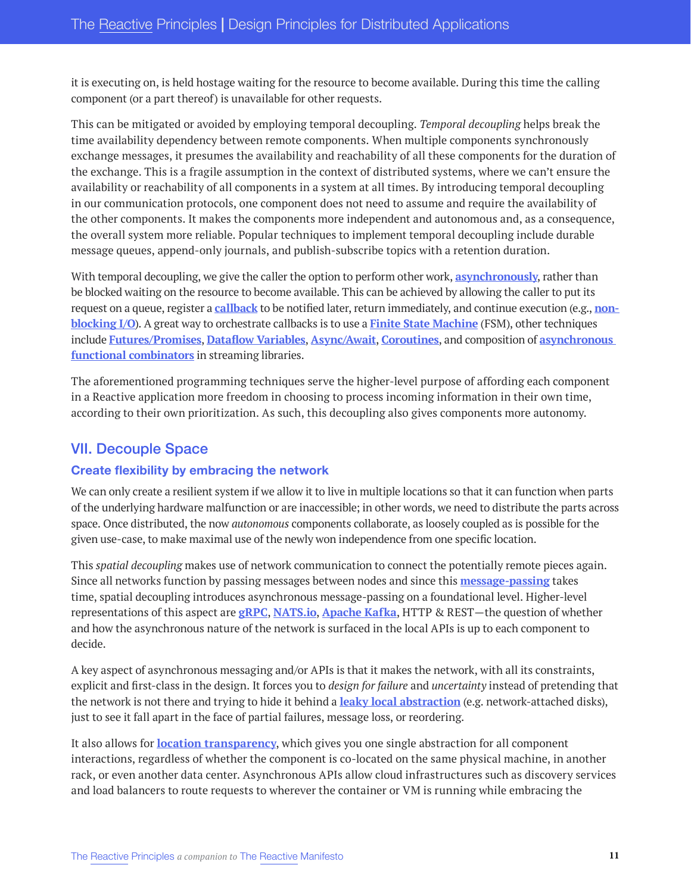it is executing on, is held hostage waiting for the resource to become available. During this time the calling component (or a part thereof) is unavailable for other requests.

This can be mitigated or avoided by employing temporal decoupling. *Temporal decoupling* helps break the time availability dependency between remote components. When multiple components synchronously exchange messages, it presumes the availability and reachability of all these components for the duration of the exchange. This is a fragile assumption in the context of distributed systems, where we can't ensure the availability or reachability of all components in a system at all times. By introducing temporal decoupling in our communication protocols, one component does not need to assume and require the availability of the other components. It makes the components more independent and autonomous and, as a consequence, the overall system more reliable. Popular techniques to implement temporal decoupling include durable message queues, append-only journals, and publish-subscribe topics with a retention duration.

With temporal decoupling, we give the caller the option to perform other work, **asynchronously**, rather than be blocked waiting on the resource to become available. This can be achieved by allowing the caller to put its request on a queue, register a **callback** to be notified later, return immediately, and continue execution (e.g., **non-blocking I/O**). A great way to orchestrate callbacks is to use a **Finite State Machine** (FSM), other techniques include **Futures/Promises**, **Dataflow Variables**, **Async/Await**, **Coroutines**, and composition of **asynchronous functional combinators** in streaming libraries.

The aforementioned programming techniques serve the higher-level purpose of affording each component in a Reactive application more freedom in choosing to process incoming information in their own time, according to their own prioritization. As such, this decoupling also gives components more autonomy.

## VII. Decouple Space

### Create flexibility by embracing the network

We can only create a resilient system if we allow it to live in multiple locations so that it can function when parts of the underlying hardware malfunction or are inaccessible; in other words, we need to distribute the parts across space. Once distributed, the now *autonomous* components collaborate, as loosely coupled as is possible for the given use-case, to make maximal use of the newly won independence from one specific location.

This *spatial decoupling* makes use of network communication to connect the potentially remote pieces again. Since all networks function by passing messages between nodes and since this **message-passing** takes time, spatial decoupling introduces asynchronous message-passing on a foundational level. Higher-level representations of this aspect are **gRPC**, **NATS.io**, **Apache Kafka**, HTTP & REST—the question of whether and how the asynchronous nature of the network is surfaced in the local APIs is up to each component to decide.

A key aspect of asynchronous messaging and/or APIs is that it makes the network, with all its constraints, explicit and first-class in the design. It forces you to *design for failure* and *uncertainty* instead of pretending that the network is not there and trying to hide it behind a **leaky local abstraction** (e.g. network-attached disks), just to see it fall apart in the face of partial failures, message loss, or reordering.

It also allows for **location transparency**, which gives you one single abstraction for all component interactions, regardless of whether the component is co-located on the same physical machine, in another rack, or even another data center. Asynchronous APIs allow cloud infrastructures such as discovery services and load balancers to route requests to wherever the container or VM is running while embracing the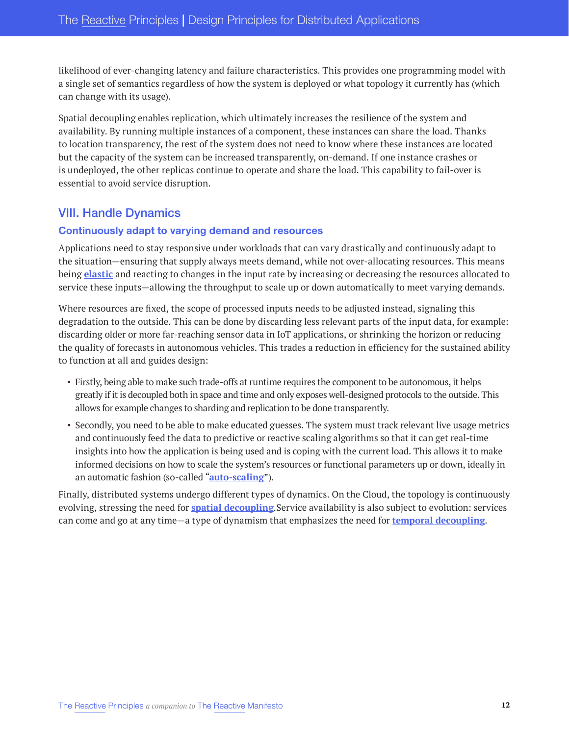likelihood of ever-changing latency and failure characteristics. This provides one programming model with a single set of semantics regardless of how the system is deployed or what topology it currently has (which can change with its usage).

Spatial decoupling enables replication, which ultimately increases the resilience of the system and availability. By running multiple instances of a component, these instances can share the load. Thanks to location transparency, the rest of the system does not need to know where these instances are located but the capacity of the system can be increased transparently, on-demand. If one instance crashes or is undeployed, the other replicas continue to operate and share the load. This capability to fail-over is essential to avoid service disruption.

## VIII. Handle Dynamics

### Continuously adapt to varying demand and resources

Applications need to stay responsive under workloads that can vary drastically and continuously adapt to the situation—ensuring that supply always meets demand, while not over-allocating resources. This means being **elastic** and reacting to changes in the input rate by increasing or decreasing the resources allocated to service these inputs—allowing the throughput to scale up or down automatically to meet varying demands.

Where resources are fixed, the scope of processed inputs needs to be adjusted instead, signaling this degradation to the outside. This can be done by discarding less relevant parts of the input data, for example: discarding older or more far-reaching sensor data in IoT applications, or shrinking the horizon or reducing the quality of forecasts in autonomous vehicles. This trades a reduction in efficiency for the sustained ability to function at all and guides design:

- Firstly, being able to make such trade-offs at runtime requires the component to be autonomous, it helps greatly if it is decoupled both in space and time and only exposes well-designed protocols to the outside. This allows for example changes to sharding and replication to be done transparently.
- Secondly, you need to be able to make educated guesses. The system must track relevant live usage metrics and continuously feed the data to predictive or reactive scaling algorithms so that it can get real-time insights into how the application is being used and is coping with the current load. This allows it to make informed decisions on how to scale the system's resources or functional parameters up or down, ideally in an automatic fashion (so-called "**auto-scaling**").

Finally, distributed systems undergo different types of dynamics. On the Cloud, the topology is continuously evolving, stressing the need for **spatial decoupling**.Service availability is also subject to evolution: services can come and go at any time—a type of dynamism that emphasizes the need for **temporal decoupling**.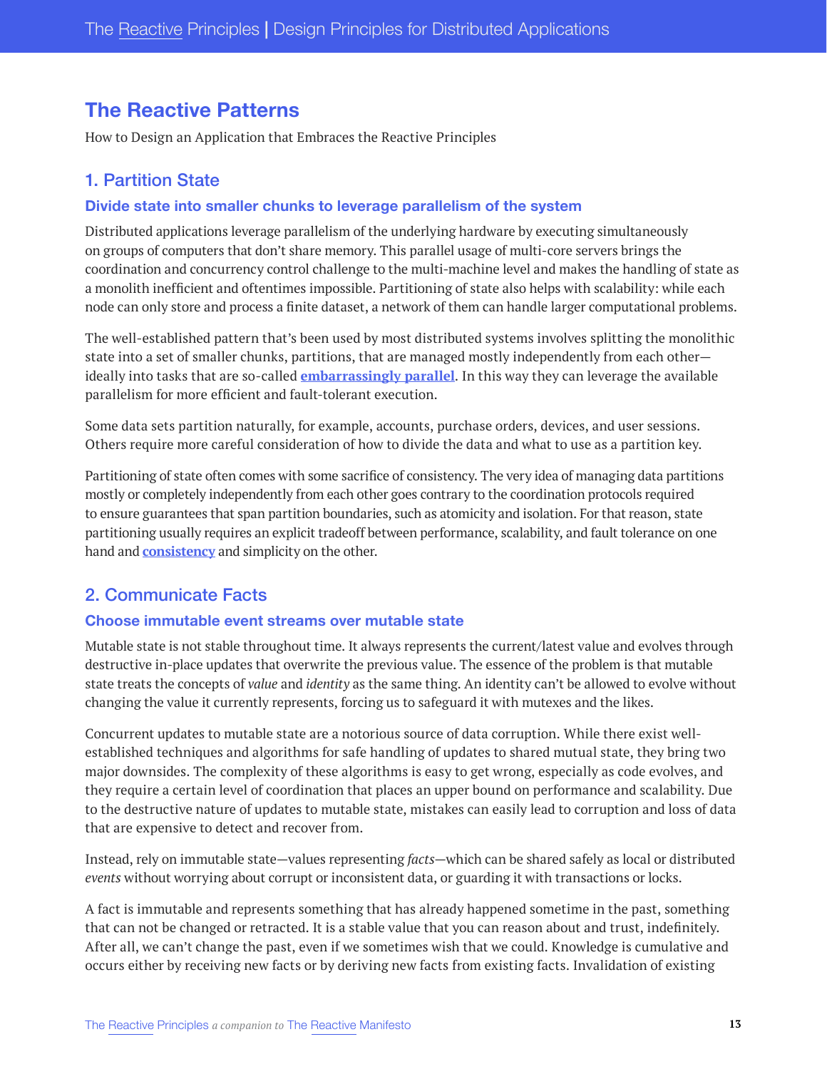# The Reactive Patterns

How to Design an Application that Embraces the Reactive Principles

## 1. Partition State

### Divide state into smaller chunks to leverage parallelism of the system

Distributed applications leverage parallelism of the underlying hardware by executing simultaneously on groups of computers that don't share memory. This parallel usage of multi-core servers brings the coordination and concurrency control challenge to the multi-machine level and makes the handling of state as a monolith inefficient and oftentimes impossible. Partitioning of state also helps with scalability: while each node can only store and process a finite dataset, a network of them can handle larger computational problems.

The well-established pattern that's been used by most distributed systems involves splitting the monolithic state into a set of smaller chunks, partitions, that are managed mostly independently from each other—ideally into tasks that are so-called **embarrassingly parallel**. In this way they can leverage the available parallelism for more efficient and fault-tolerant execution.

Some data sets partition naturally, for example, accounts, purchase orders, devices, and user sessions. Others require more careful consideration of how to divide the data and what to use as a partition key.

Partitioning of state often comes with some sacrifice of consistency. The very idea of managing data partitions mostly or completely independently from each other goes contrary to the coordination protocols required to ensure guarantees that span partition boundaries, such as atomicity and isolation. For that reason, state partitioning usually requires an explicit tradeoff between performance, scalability, and fault tolerance on one hand and **consistency** and simplicity on the other.

## 2. Communicate Facts

### Choose immutable event streams over mutable state

Mutable state is not stable throughout time. It always represents the current/latest value and evolves through destructive in-place updates that overwrite the previous value. The essence of the problem is that mutable state treats the concepts of *value* and *identity* as the same thing. An identity can't be allowed to evolve without changing the value it currently represents, forcing us to safeguard it with mutexes and the likes.

Concurrent updates to mutable state are a notorious source of data corruption. While there exist well-established techniques and algorithms for safe handling of updates to shared mutual state, they bring two major downsides. The complexity of these algorithms is easy to get wrong, especially as code evolves, and they require a certain level of coordination that places an upper bound on performance and scalability. Due to the destructive nature of updates to mutable state, mistakes can easily lead to corruption and loss of data that are expensive to detect and recover from.

Instead, rely on immutable state—values representing *facts*—which can be shared safely as local or distributed *events* without worrying about corrupt or inconsistent data, or guarding it with transactions or locks.

A fact is immutable and represents something that has already happened sometime in the past, something that can not be changed or retracted. It is a stable value that you can reason about and trust, indefinitely. After all, we can't change the past, even if we sometimes wish that we could. Knowledge is cumulative and occurs either by receiving new facts or by deriving new facts from existing facts. Invalidation of existing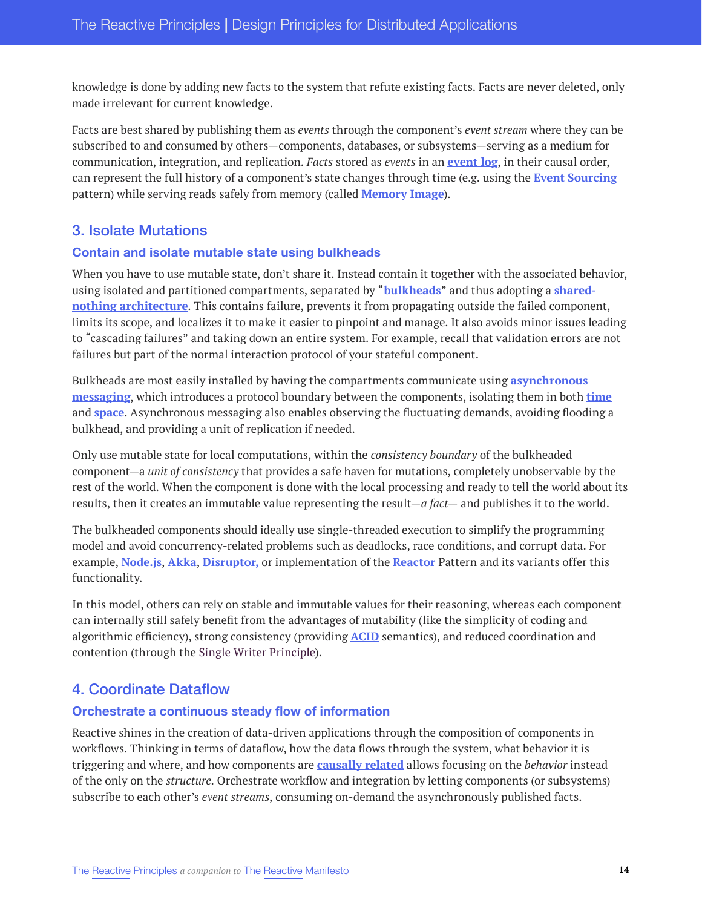knowledge is done by adding new facts to the system that refute existing facts. Facts are never deleted, only made irrelevant for current knowledge.

Facts are best shared by publishing them as *events* through the component's *event stream* where they can be subscribed to and consumed by others—components, databases, or subsystems—serving as a medium for communication, integration, and replication. *Facts* stored as *events* in an **event log**, in their causal order, can represent the full history of a component's state changes through time (e.g. using the **Event Sourcing** pattern) while serving reads safely from memory (called **Memory Image**).

## 3. Isolate Mutations

### Contain and isolate mutable state using bulkheads

When you have to use mutable state, don't share it. Instead contain it together with the associated behavior, using isolated and partitioned compartments, separated by "**bulkheads**" and thus adopting a **shared-nothing architecture**. This contains failure, prevents it from propagating outside the failed component, limits its scope, and localizes it to make it easier to pinpoint and manage. It also avoids minor issues leading to "cascading failures" and taking down an entire system. For example, recall that validation errors are not failures but part of the normal interaction protocol of your stateful component.

Bulkheads are most easily installed by having the compartments communicate using **asynchronous messaging**, which introduces a protocol boundary between the components, isolating them in both **time** and **space**. Asynchronous messaging also enables observing the fluctuating demands, avoiding flooding a bulkhead, and providing a unit of replication if needed.

Only use mutable state for local computations, within the *consistency boundary* of the bulkheaded component—a *unit of consistency* that provides a safe haven for mutations, completely unobservable by the rest of the world. When the component is done with the local processing and ready to tell the world about its results, then it creates an immutable value representing the result—*a fact*— and publishes it to the world.

The bulkheaded components should ideally use single-threaded execution to simplify the programming model and avoid concurrency-related problems such as deadlocks, race conditions, and corrupt data. For example, **Node.js**, **Akka**, **Disruptor,** or implementation of the **Reactor** Pattern and its variants offer this functionality.

In this model, others can rely on stable and immutable values for their reasoning, whereas each component can internally still safely benefit from the advantages of mutability (like the simplicity of coding and algorithmic efficiency), strong consistency (providing **ACID** semantics), and reduced coordination and contention (through the Single Writer Principle).

## 4. Coordinate Dataflow

### Orchestrate a continuous steady flow of information

Reactive shines in the creation of data-driven applications through the composition of components in workflows. Thinking in terms of dataflow, how the data flows through the system, what behavior it is triggering and where, and how components are **causally related** allows focusing on the *behavior* instead of the only on the *structure*. Orchestrate workflow and integration by letting components (or subsystems) subscribe to each other's *event streams*, consuming on-demand the asynchronously published facts.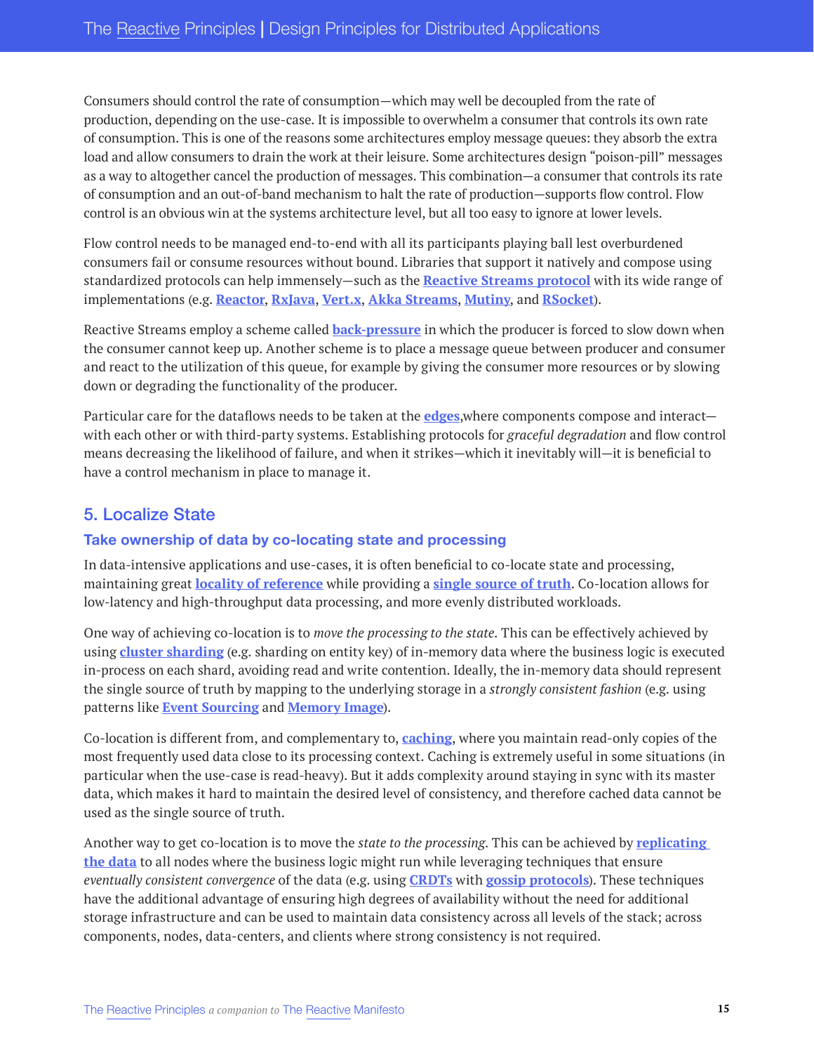Consumers should control the rate of consumption—which may well be decoupled from the rate of production, depending on the use-case. It is impossible to overwhelm a consumer that controls its own rate of consumption. This is one of the reasons some architectures employ message queues: they absorb the extra load and allow consumers to drain the work at their leisure. Some architectures design "poison-pill" messages as a way to altogether cancel the production of messages. This combination—a consumer that controls its rate of consumption and an out-of-band mechanism to halt the rate of production—supports flow control. Flow control is an obvious win at the systems architecture level, but all too easy to ignore at lower levels.

Flow control needs to be managed end-to-end with all its participants playing ball lest overburdened consumers fail or consume resources without bound. Libraries that support it natively and compose using standardized protocols can help immensely—such as the **Reactive Streams protocol** with its wide range of implementations (e.g. **Reactor**, **RxJava**, **Vert.x**, **Akka Streams**, **Mutiny**, and **RSocket**).

Reactive Streams employ a scheme called **back-pressure** in which the producer is forced to slow down when the consumer cannot keep up. Another scheme is to place a message queue between producer and consumer and react to the utilization of this queue, for example by giving the consumer more resources or by slowing down or degrading the functionality of the producer.

Particular care for the dataflows needs to be taken at the **edges**,where components compose and interact—with each other or with third-party systems. Establishing protocols for *graceful degradation* and flow control means decreasing the likelihood of failure, and when it strikes—which it inevitably will—it is beneficial to have a control mechanism in place to manage it.

## 5. Localize State

### Take ownership of data by co-locating state and processing

In data-intensive applications and use-cases, it is often beneficial to co-locate state and processing, maintaining great **locality of reference** while providing a **single source of truth**. Co-location allows for low-latency and high-throughput data processing, and more evenly distributed workloads.

One way of achieving co-location is to *move the processing to the state*. This can be effectively achieved by using **cluster sharding** (e.g. sharding on entity key) of in-memory data where the business logic is executed in-process on each shard, avoiding read and write contention. Ideally, the in-memory data should represent the single source of truth by mapping to the underlying storage in a *strongly consistent fashion* (e.g. using patterns like **Event Sourcing** and **Memory Image**).

Co-location is different from, and complementary to, **caching**, where you maintain read-only copies of the most frequently used data close to its processing context. Caching is extremely useful in some situations (in particular when the use-case is read-heavy). But it adds complexity around staying in sync with its master data, which makes it hard to maintain the desired level of consistency, and therefore cached data cannot be used as the single source of truth.

Another way to get co-location is to move the *state to the processing*. This can be achieved by **replicating the data** to all nodes where the business logic might run while leveraging techniques that ensure *eventually consistent convergence* of the data (e.g. using **CRDTs** with **gossip protocols**). These techniques have the additional advantage of ensuring high degrees of availability without the need for additional storage infrastructure and can be used to maintain data consistency across all levels of the stack; across components, nodes, data-centers, and clients where strong consistency is not required.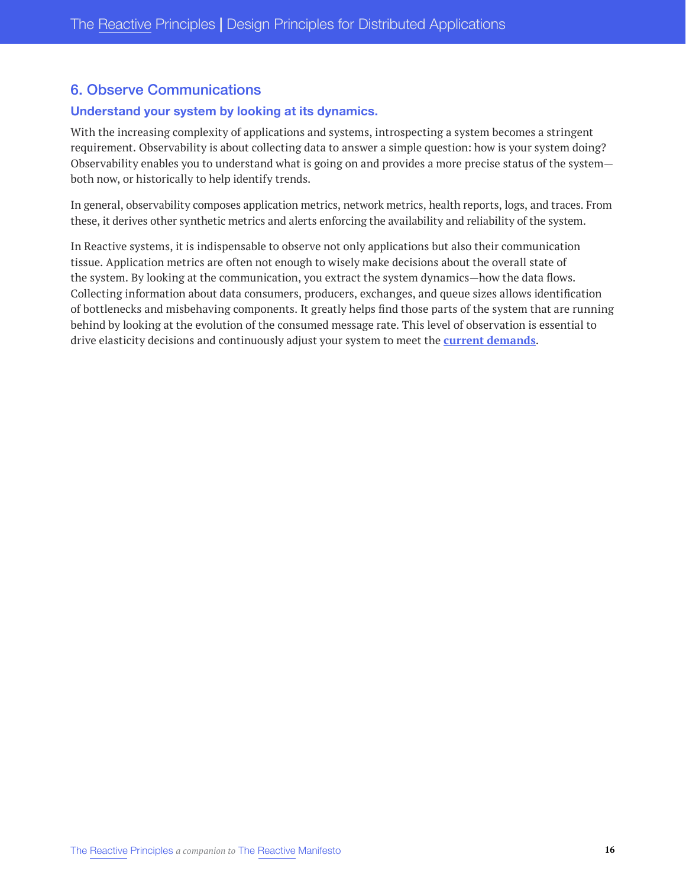## 6. Observe Communications

### Understand your system by looking at its dynamics.

With the increasing complexity of applications and systems, introspecting a system becomes a stringent requirement. Observability is about collecting data to answer a simple question: how is your system doing? Observability enables you to understand what is going on and provides a more precise status of the system—both now, or historically to help identify trends.

In general, observability composes application metrics, network metrics, health reports, logs, and traces. From these, it derives other synthetic metrics and alerts enforcing the availability and reliability of the system.

In Reactive systems, it is indispensable to observe not only applications but also their communication tissue. Application metrics are often not enough to wisely make decisions about the overall state of the system. By looking at the communication, you extract the system dynamics—how the data flows. Collecting information about data consumers, producers, exchanges, and queue sizes allows identification of bottlenecks and misbehaving components. It greatly helps find those parts of the system that are running behind by looking at the evolution of the consumed message rate. This level of observation is essential to drive elasticity decisions and continuously adjust your system to meet the **current demands**.